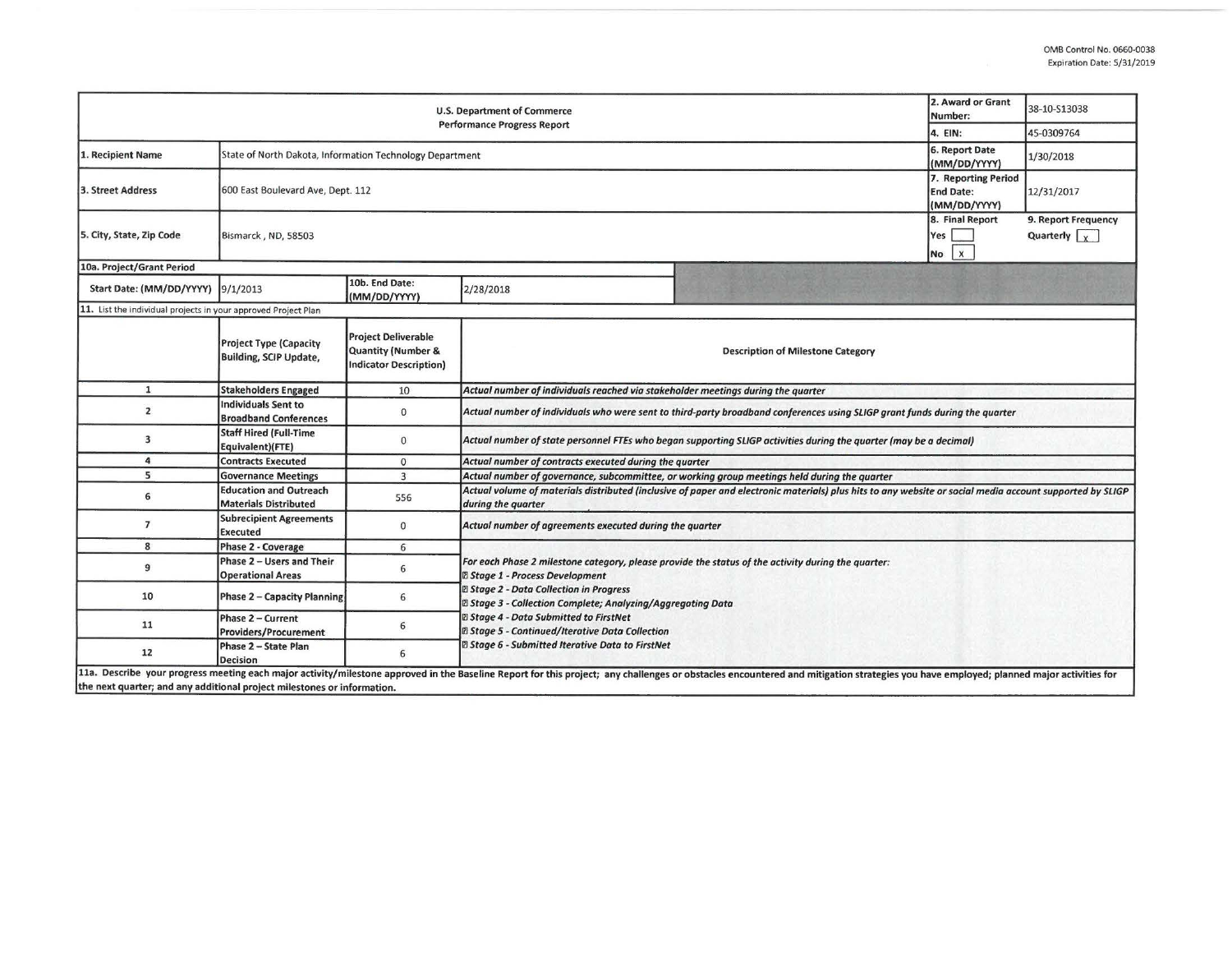OMB Control No. 0660-0038
Expiration Date: 5/31/2019

| U.S. Department of Commerce<br>Performance Progress Report | | | | 2. Award or Grant Number: | 38-10-S13038 |
|---|---|---|---|---|---|
| | | | | 4. EIN: | 45-0309764 |
| 1. Recipient Name | State of North Dakota, Information Technology Department | | | 6. Report Date (MM/DD/YYYY) | 1/30/2018 |
| 3. Street Address | 600 East Boulevard Ave, Dept. 112 | | | 7. Reporting Period End Date: (MM/DD/YYYY) | 12/31/2017 |
| 5. City, State, Zip Code | Bismarck , ND, 58503 | | | 8. Final Report<br>Yes [ ]<br>No [x] | 9. Report Frequency<br>Quarterly [x] |
| 10a. Project/Grant Period | | | | | |
| Start Date: (MM/DD/YYYY) | 9/1/2013 | 10b. End Date: (MM/DD/YYYY) | 2/28/2018 | | |

11. List the individual projects in your approved Project Plan

| | Project Type (Capacity Building, SCIP Update, | Project Deliverable Quantity (Number & Indicator Description) | Description of Milestone Category |
|---|---|---|---|
| 1 | Stakeholders Engaged | 10 | *Actual number of individuals reached via stakeholder meetings during the quarter* |
| 2 | Individuals Sent to Broadband Conferences | 0 | *Actual number of individuals who were sent to third-party broadband conferences using SLIGP grant funds during the quarter* |
| 3 | Staff Hired (Full-Time Equivalent)(FTE) | 0 | *Actual number of state personnel FTEs who began supporting SLIGP activities during the quarter (may be a decimal)* |
| 4 | Contracts Executed | 0 | *Actual number of contracts executed during the quarter* |
| 5 | Governance Meetings | 3 | *Actual number of governance, subcommittee, or working group meetings held during the quarter* |
| 6 | Education and Outreach Materials Distributed | 556 | *Actual volume of materials distributed (inclusive of paper and electronic materials) plus hits to any website or social media account supported by SLIGP during the quarter* |
| 7 | Subrecipient Agreements Executed | 0 | *Actual number of agreements executed during the quarter* |
| 8 | Phase 2 - Coverage | 6 | *For each Phase 2 milestone category, please provide the status of the activity during the quarter:*<br>*Stage 1 - Process Development*<br>*Stage 2 - Data Collection in Progress*<br>*Stage 3 - Collection Complete; Analyzing/Aggregating Data*<br>*Stage 4 - Data Submitted to FirstNet*<br>*Stage 5 - Continued/Iterative Data Collection*<br>*Stage 6 - Submitted Iterative Data to FirstNet* |
| 9 | Phase 2 – Users and Their Operational Areas | 6 | |
| 10 | Phase 2 – Capacity Planning | 6 | |
| 11 | Phase 2 – Current Providers/Procurement | 6 | |
| 12 | Phase 2 – State Plan Decision | 6 | |

11a. Describe your progress meeting each major activity/milestone approved in the Baseline Report for this project; any challenges or obstacles encountered and mitigation strategies you have employed; planned major activities for the next quarter; and any additional project milestones or information.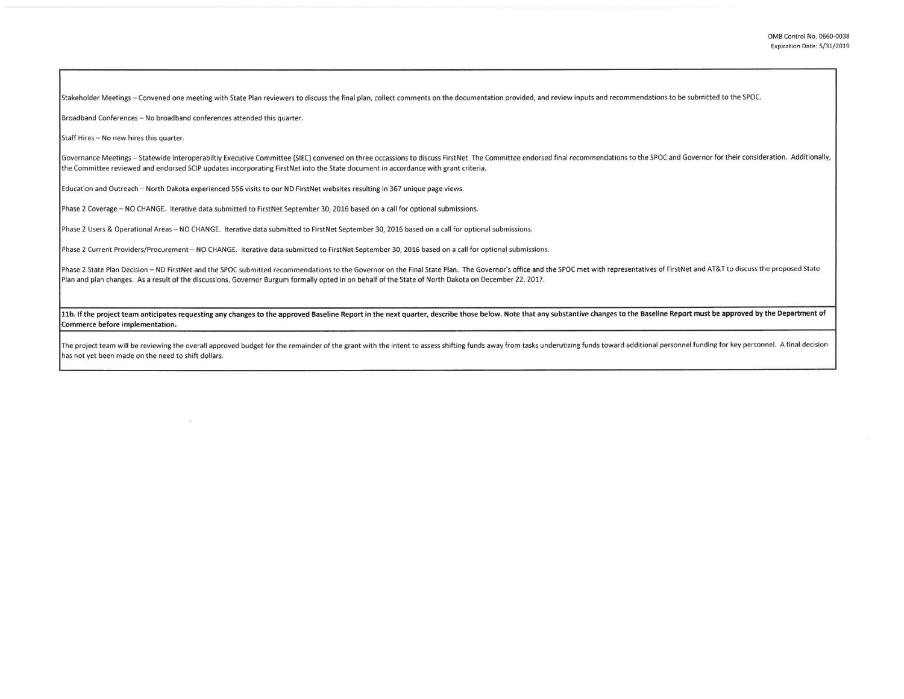Stakeholder Meetings – Convened one meeting with State Plan reviewers to discuss the final plan, collect comments on the documentation provided, and review inputs and recommendations to be submitted to the SPOC.

Broadband Conferences – No broadband conferences attended this quarter.

Staff Hires – No new hires this quarter.

Governance Meetings – Statewide Interoperabiltiy Executive Committee (SIEC) convened on three occassions to discuss FirstNet The Committee endorsed final recommendations to the SPOC and Governor for their consideration. Additionally, the Committee reviewed and endorsed SCIP updates incorporating FirstNet into the State document in accordance with grant criteria.

Education and Outreach – North Dakota experienced 556 visits to our ND FirstNet websites resulting in 367 unique page views.

Phase 2 Coverage – NO CHANGE. Iterative data submitted to FirstNet September 30, 2016 based on a call for optional submissions.

Phase 2 Users & Operational Areas – NO CHANGE. Iterative data submitted to FirstNet September 30, 2016 based on a call for optional submissions.

Phase 2 Current Providers/Procurement – NO CHANGE. Iterative data submitted to FirstNet September 30, 2016 based on a call for optional submissions.

Phase 2 State Plan Decision – ND FirstNet and the SPOC submitted recommendations to the Governor on the Final State Plan. The Governor's office and the SPOC met with representatives of FirstNet and AT&T to discuss the proposed State Plan and plan changes. As a result of the discussions, Governor Burgum formally opted in on behalf of the State of North Dakota on December 22, 2017.

**11b. If the project team anticipates requesting any changes to the approved Baseline Report in the next quarter, describe those below. Note that any substantive changes to the Baseline Report must be approved by the Department of Commerce before implementation.**

The project team will be reviewing the overall approved budget for the remainder of the grant with the intent to assess shifting funds away from tasks underutizing funds toward additional personnel funding for key personnel. A final decision has not yet been made on the need to shift dollars.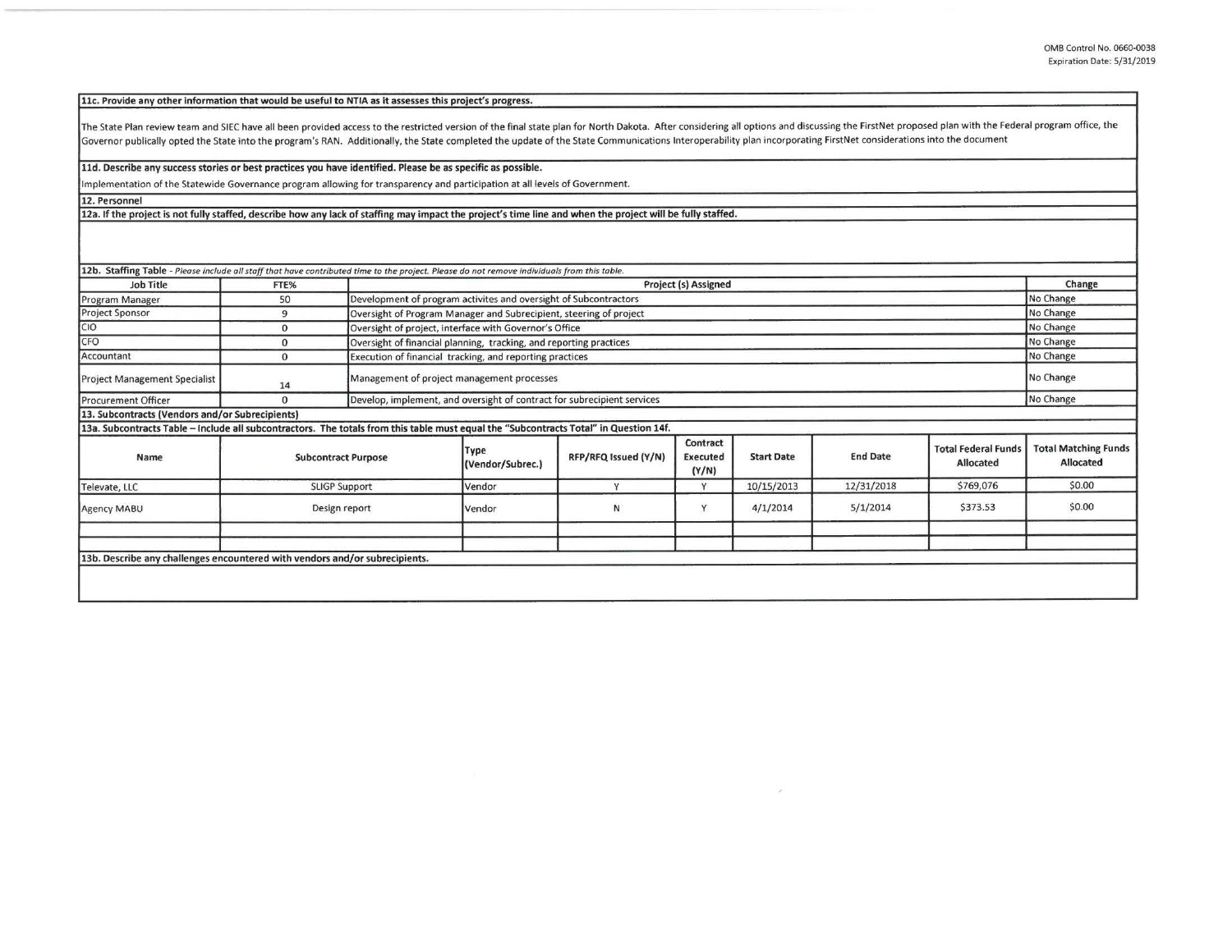**11c. Provide any other information that would be useful to NTIA as it assesses this project's progress.**

The State Plan review team and SIEC have all been provided access to the restricted version of the final state plan for North Dakota. After considering all options and discussing the FirstNet proposed plan with the Federal program office, the Governor publically opted the State into the program's RAN. Additionally, the State completed the update of the State Communications Interoperability plan incorporating FirstNet considerations into the document

**11d. Describe any success stories or best practices you have identified. Please be as specific as possible.**

Implementation of the Statewide Governance program allowing for transparency and participation at all levels of Government.

**12. Personnel**

**12a. If the project is not fully staffed, describe how any lack of staffing may impact the project's time line and when the project will be fully staffed.**

**12b. Staffing Table** - *Please include all staff that have contributed time to the project. Please do not remove individuals from this table.*

| Job Title | FTE% | Project (s) Assigned | Change |
|---|---|---|---|
| Program Manager | 50 | Development of program activites and oversight of Subcontractors | No Change |
| Project Sponsor | 9 | Oversight of Program Manager and Subrecipient, steering of project | No Change |
| CIO | 0 | Oversight of project, interface with Governor's Office | No Change |
| CFO | 0 | Oversight of financial planning, tracking, and reporting practices | No Change |
| Accountant | 0 | Execution of financial tracking, and reporting practices | No Change |
| Project Management Specialist | 14 | Management of project management processes | No Change |
| Procurement Officer | 0 | Develop, implement, and oversight of contract for subrecipient services | No Change |

**13. Subcontracts (Vendors and/or Subrecipients)**

**13a. Subcontracts Table – Include all subcontractors. The totals from this table must equal the "Subcontracts Total" in Question 14f.**

| Name | Subcontract Purpose | Type (Vendor/Subrec.) | RFP/RFQ Issued (Y/N) | Contract Executed (Y/N) | Start Date | End Date | Total Federal Funds Allocated | Total Matching Funds Allocated |
|---|---|---|---|---|---|---|---|---|
| Televate, LLC | SLIGP Support | Vendor | Y | Y | 10/15/2013 | 12/31/2018 | $769,076 | $0.00 |
| Agency MABU | Design report | Vendor | N | Y | 4/1/2014 | 5/1/2014 | $373.53 | $0.00 |
| | | | | | | | | |
| | | | | | | | | |

**13b. Describe any challenges encountered with vendors and/or subrecipients.**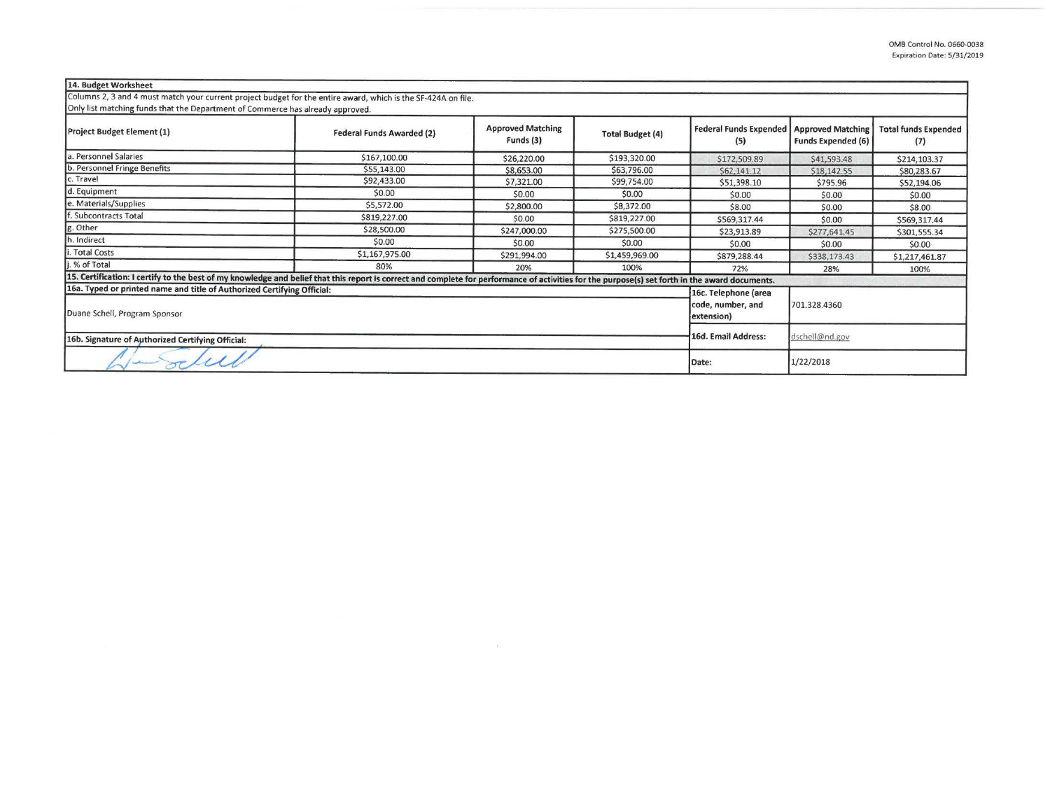OMB Control No. 0660-0038
Expiration Date: 5/31/2019

**14. Budget Worksheet**

Columns 2, 3 and 4 must match your current project budget for the entire award, which is the SF-424A on file.
Only list matching funds that the Department of Commerce has already approved.

| Project Budget Element (1) | Federal Funds Awarded (2) | Approved Matching Funds (3) | Total Budget (4) | Federal Funds Expended (5) | Approved Matching Funds Expended (6) | Total funds Expended (7) |
|---|---|---|---|---|---|---|
| a. Personnel Salaries | $167,100.00 | $26,220.00 | $193,320.00 | $172,509.89 | $41,593.48 | $214,103.37 |
| b. Personnel Fringe Benefits | $55,143.00 | $8,653.00 | $63,796.00 | $62,141.12 | $18,142.55 | $80,283.67 |
| c. Travel | $92,433.00 | $7,321.00 | $99,754.00 | $51,398.10 | $795.96 | $52,194.06 |
| d. Equipment | $0.00 | $0.00 | $0.00 | $0.00 | $0.00 | $0.00 |
| e. Materials/Supplies | $5,572.00 | $2,800.00 | $8,372.00 | $8.00 | $0.00 | $8.00 |
| f. Subcontracts Total | $819,227.00 | $0.00 | $819,227.00 | $569,317.44 | $0.00 | $569,317.44 |
| g. Other | $28,500.00 | $247,000.00 | $275,500.00 | $23,913.89 | $277,641.45 | $301,555.34 |
| h. Indirect | $0.00 | $0.00 | $0.00 | $0.00 | $0.00 | $0.00 |
| i. Total Costs | $1,167,975.00 | $291,994.00 | $1,459,969.00 | $879,288.44 | $338,173.43 | $1,217,461.87 |
| j. % of Total | 80% | 20% | 100% | 72% | 28% | 100% |

**15. Certification: I certify to the best of my knowledge and belief that this report is correct and complete for performance of activities for the purpose(s) set forth in the award documents.**

| | | |
|---|---|---|
| **16a. Typed or printed name and title of Authorized Certifying Official:** Duane Schell, Program Sponsor | 16c. Telephone (area code, number, and extension) | 701.328.4360 |
| **16b. Signature of Authorized Certifying Official:** D. Schell | **16d. Email Address:** | dschell@nd.gov |
| | **Date:** | 1/22/2018 |